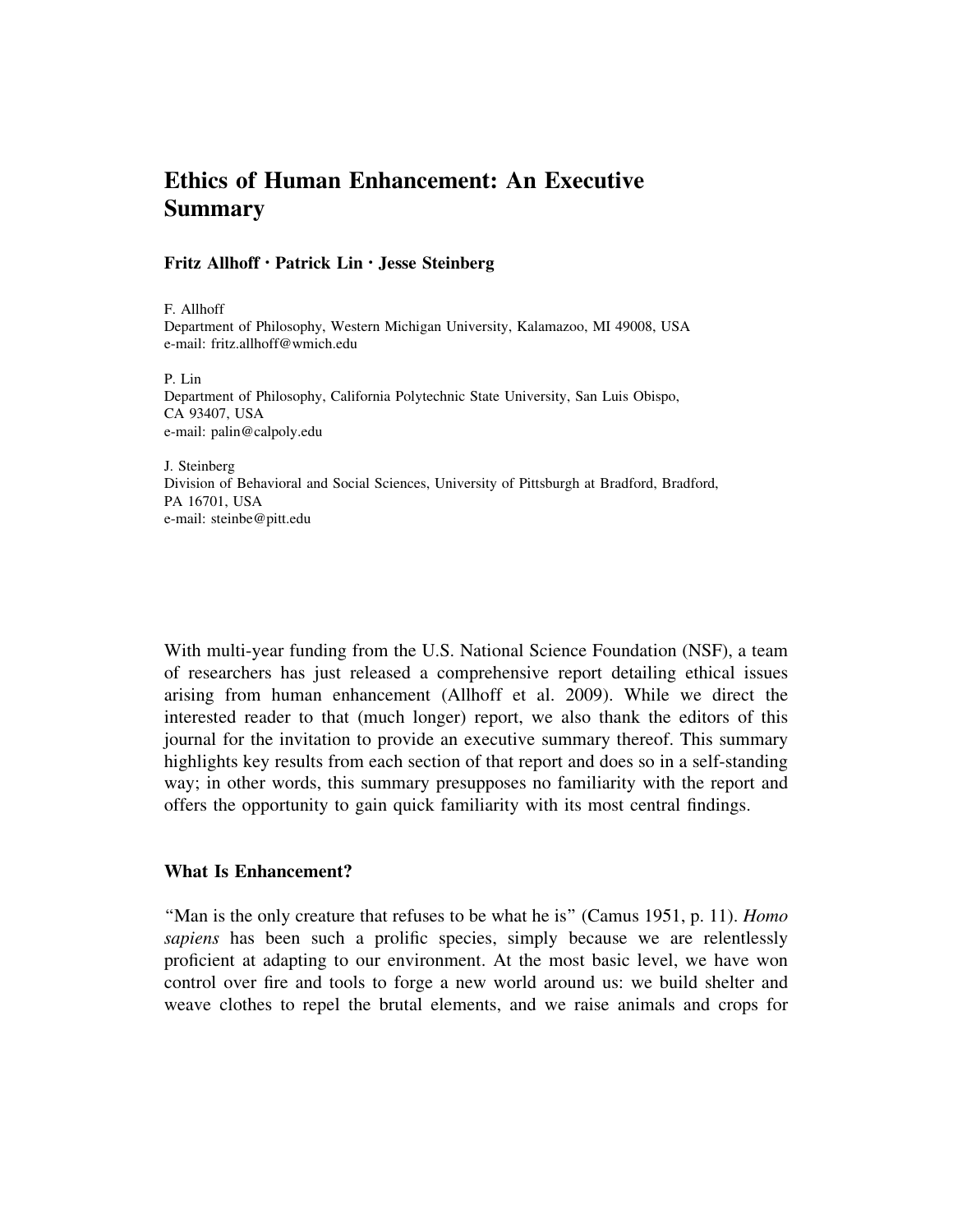# Ethics of Human Enhancement: An Executive Summary

**Fritz Allhoff · Patrick Lin · Jesse Steinberg**

F. Allhoff
Department of Philosophy, Western Michigan University, Kalamazoo, MI 49008, USA
e-mail: fritz.allhoff@wmich.edu

P. Lin
Department of Philosophy, California Polytechnic State University, San Luis Obispo, CA 93407, USA
e-mail: palin@calpoly.edu

J. Steinberg
Division of Behavioral and Social Sciences, University of Pittsburgh at Bradford, Bradford, PA 16701, USA
e-mail: steinbe@pitt.edu

With multi-year funding from the U.S. National Science Foundation (NSF), a team of researchers has just released a comprehensive report detailing ethical issues arising from human enhancement (Allhoff et al. 2009). While we direct the interested reader to that (much longer) report, we also thank the editors of this journal for the invitation to provide an executive summary thereof. This summary highlights key results from each section of that report and does so in a self-standing way; in other words, this summary presupposes no familiarity with the report and offers the opportunity to gain quick familiarity with its most central findings.

## What Is Enhancement?

"Man is the only creature that refuses to be what he is" (Camus 1951, p. 11). *Homo sapiens* has been such a prolific species, simply because we are relentlessly proficient at adapting to our environment. At the most basic level, we have won control over fire and tools to forge a new world around us: we build shelter and weave clothes to repel the brutal elements, and we raise animals and crops for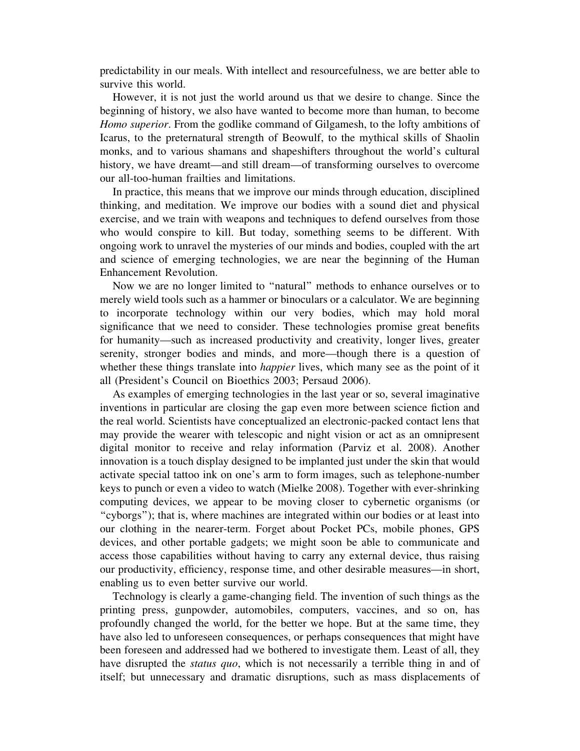predictability in our meals. With intellect and resourcefulness, we are better able to survive this world.

However, it is not just the world around us that we desire to change. Since the beginning of history, we also have wanted to become more than human, to become *Homo superior*. From the godlike command of Gilgamesh, to the lofty ambitions of Icarus, to the preternatural strength of Beowulf, to the mythical skills of Shaolin monks, and to various shamans and shapeshifters throughout the world's cultural history, we have dreamt—and still dream—of transforming ourselves to overcome our all-too-human frailties and limitations.

In practice, this means that we improve our minds through education, disciplined thinking, and meditation. We improve our bodies with a sound diet and physical exercise, and we train with weapons and techniques to defend ourselves from those who would conspire to kill. But today, something seems to be different. With ongoing work to unravel the mysteries of our minds and bodies, coupled with the art and science of emerging technologies, we are near the beginning of the Human Enhancement Revolution.

Now we are no longer limited to "natural" methods to enhance ourselves or to merely wield tools such as a hammer or binoculars or a calculator. We are beginning to incorporate technology within our very bodies, which may hold moral significance that we need to consider. These technologies promise great benefits for humanity—such as increased productivity and creativity, longer lives, greater serenity, stronger bodies and minds, and more—though there is a question of whether these things translate into *happier* lives, which many see as the point of it all (President's Council on Bioethics 2003; Persaud 2006).

As examples of emerging technologies in the last year or so, several imaginative inventions in particular are closing the gap even more between science fiction and the real world. Scientists have conceptualized an electronic-packed contact lens that may provide the wearer with telescopic and night vision or act as an omnipresent digital monitor to receive and relay information (Parviz et al. 2008). Another innovation is a touch display designed to be implanted just under the skin that would activate special tattoo ink on one's arm to form images, such as telephone-number keys to punch or even a video to watch (Mielke 2008). Together with ever-shrinking computing devices, we appear to be moving closer to cybernetic organisms (or "cyborgs"); that is, where machines are integrated within our bodies or at least into our clothing in the nearer-term. Forget about Pocket PCs, mobile phones, GPS devices, and other portable gadgets; we might soon be able to communicate and access those capabilities without having to carry any external device, thus raising our productivity, efficiency, response time, and other desirable measures—in short, enabling us to even better survive our world.

Technology is clearly a game-changing field. The invention of such things as the printing press, gunpowder, automobiles, computers, vaccines, and so on, has profoundly changed the world, for the better we hope. But at the same time, they have also led to unforeseen consequences, or perhaps consequences that might have been foreseen and addressed had we bothered to investigate them. Least of all, they have disrupted the *status quo*, which is not necessarily a terrible thing in and of itself; but unnecessary and dramatic disruptions, such as mass displacements of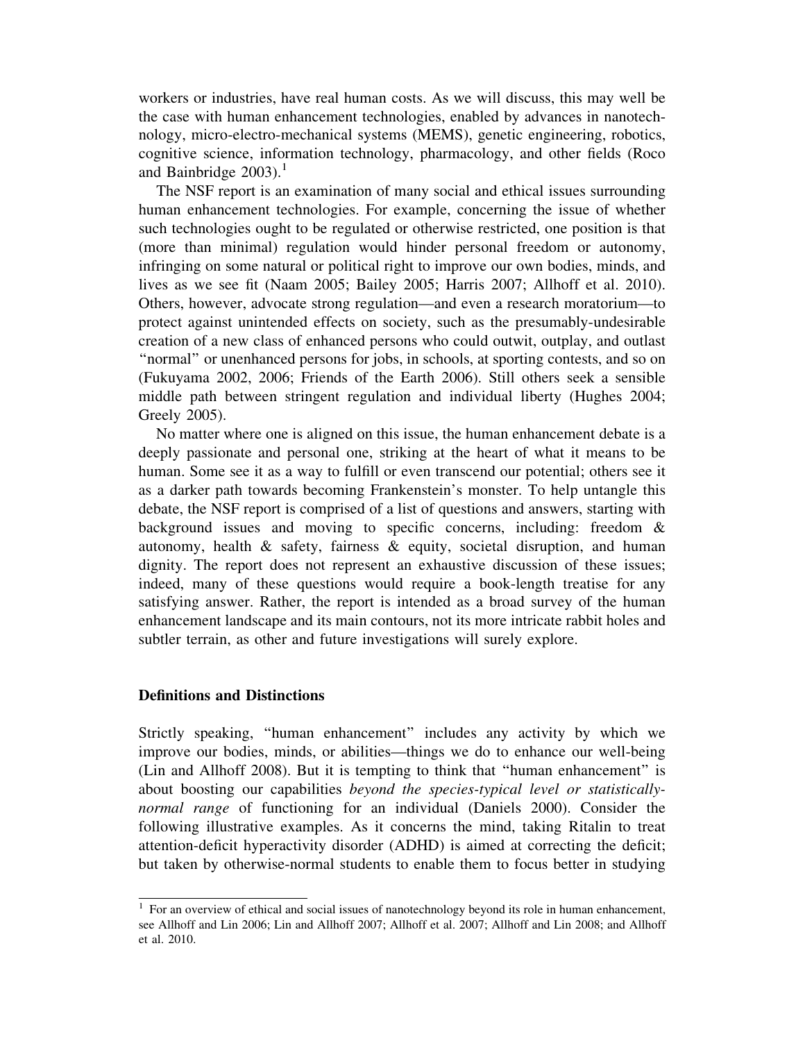workers or industries, have real human costs. As we will discuss, this may well be the case with human enhancement technologies, enabled by advances in nanotechnology, micro-electro-mechanical systems (MEMS), genetic engineering, robotics, cognitive science, information technology, pharmacology, and other fields (Roco and Bainbridge 2003).[1]

The NSF report is an examination of many social and ethical issues surrounding human enhancement technologies. For example, concerning the issue of whether such technologies ought to be regulated or otherwise restricted, one position is that (more than minimal) regulation would hinder personal freedom or autonomy, infringing on some natural or political right to improve our own bodies, minds, and lives as we see fit (Naam 2005; Bailey 2005; Harris 2007; Allhoff et al. 2010). Others, however, advocate strong regulation—and even a research moratorium—to protect against unintended effects on society, such as the presumably-undesirable creation of a new class of enhanced persons who could outwit, outplay, and outlast "normal" or unenhanced persons for jobs, in schools, at sporting contests, and so on (Fukuyama 2002, 2006; Friends of the Earth 2006). Still others seek a sensible middle path between stringent regulation and individual liberty (Hughes 2004; Greely 2005).

No matter where one is aligned on this issue, the human enhancement debate is a deeply passionate and personal one, striking at the heart of what it means to be human. Some see it as a way to fulfill or even transcend our potential; others see it as a darker path towards becoming Frankenstein's monster. To help untangle this debate, the NSF report is comprised of a list of questions and answers, starting with background issues and moving to specific concerns, including: freedom & autonomy, health & safety, fairness & equity, societal disruption, and human dignity. The report does not represent an exhaustive discussion of these issues; indeed, many of these questions would require a book-length treatise for any satisfying answer. Rather, the report is intended as a broad survey of the human enhancement landscape and its main contours, not its more intricate rabbit holes and subtler terrain, as other and future investigations will surely explore.

## Definitions and Distinctions

Strictly speaking, "human enhancement" includes any activity by which we improve our bodies, minds, or abilities—things we do to enhance our well-being (Lin and Allhoff 2008). But it is tempting to think that "human enhancement" is about boosting our capabilities *beyond the species-typical level or statistically-normal range* of functioning for an individual (Daniels 2000). Consider the following illustrative examples. As it concerns the mind, taking Ritalin to treat attention-deficit hyperactivity disorder (ADHD) is aimed at correcting the deficit; but taken by otherwise-normal students to enable them to focus better in studying

[1] For an overview of ethical and social issues of nanotechnology beyond its role in human enhancement, see Allhoff and Lin 2006; Lin and Allhoff 2007; Allhoff et al. 2007; Allhoff and Lin 2008; and Allhoff et al. 2010.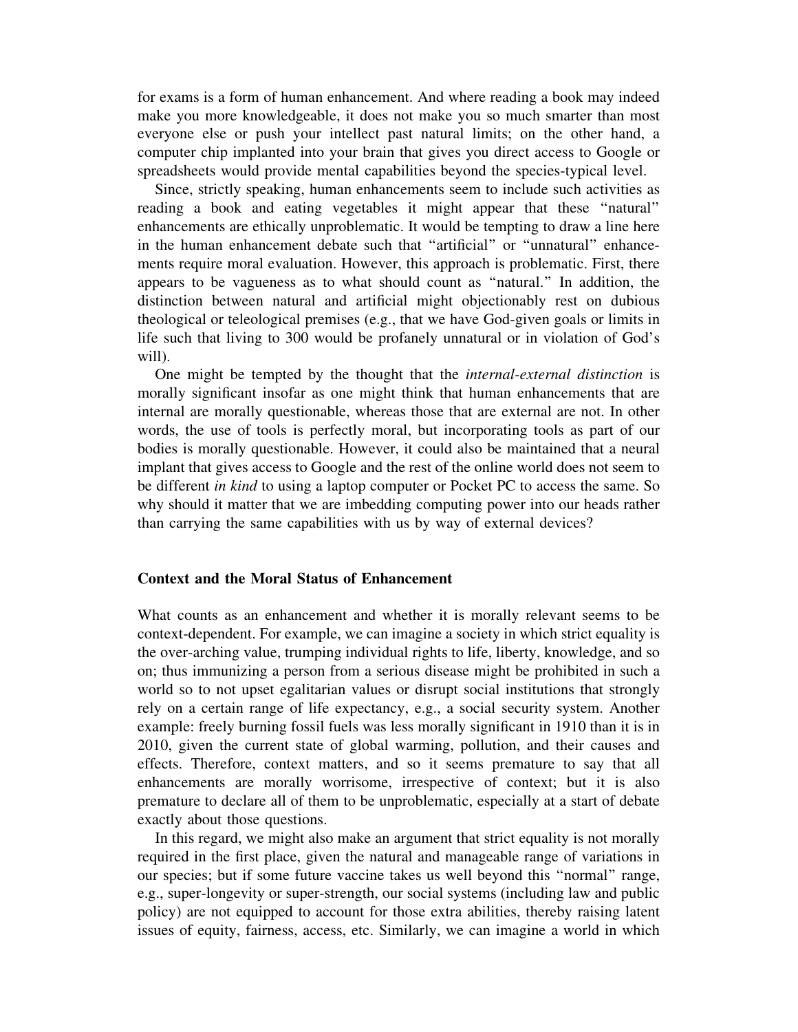for exams is a form of human enhancement. And where reading a book may indeed make you more knowledgeable, it does not make you so much smarter than most everyone else or push your intellect past natural limits; on the other hand, a computer chip implanted into your brain that gives you direct access to Google or spreadsheets would provide mental capabilities beyond the species-typical level.

Since, strictly speaking, human enhancements seem to include such activities as reading a book and eating vegetables it might appear that these "natural" enhancements are ethically unproblematic. It would be tempting to draw a line here in the human enhancement debate such that "artificial" or "unnatural" enhancements require moral evaluation. However, this approach is problematic. First, there appears to be vagueness as to what should count as "natural." In addition, the distinction between natural and artificial might objectionably rest on dubious theological or teleological premises (e.g., that we have God-given goals or limits in life such that living to 300 would be profanely unnatural or in violation of God's will).

One might be tempted by the thought that the *internal-external distinction* is morally significant insofar as one might think that human enhancements that are internal are morally questionable, whereas those that are external are not. In other words, the use of tools is perfectly moral, but incorporating tools as part of our bodies is morally questionable. However, it could also be maintained that a neural implant that gives access to Google and the rest of the online world does not seem to be different *in kind* to using a laptop computer or Pocket PC to access the same. So why should it matter that we are imbedding computing power into our heads rather than carrying the same capabilities with us by way of external devices?

## Context and the Moral Status of Enhancement

What counts as an enhancement and whether it is morally relevant seems to be context-dependent. For example, we can imagine a society in which strict equality is the over-arching value, trumping individual rights to life, liberty, knowledge, and so on; thus immunizing a person from a serious disease might be prohibited in such a world so to not upset egalitarian values or disrupt social institutions that strongly rely on a certain range of life expectancy, e.g., a social security system. Another example: freely burning fossil fuels was less morally significant in 1910 than it is in 2010, given the current state of global warming, pollution, and their causes and effects. Therefore, context matters, and so it seems premature to say that all enhancements are morally worrisome, irrespective of context; but it is also premature to declare all of them to be unproblematic, especially at a start of debate exactly about those questions.

In this regard, we might also make an argument that strict equality is not morally required in the first place, given the natural and manageable range of variations in our species; but if some future vaccine takes us well beyond this "normal" range, e.g., super-longevity or super-strength, our social systems (including law and public policy) are not equipped to account for those extra abilities, thereby raising latent issues of equity, fairness, access, etc. Similarly, we can imagine a world in which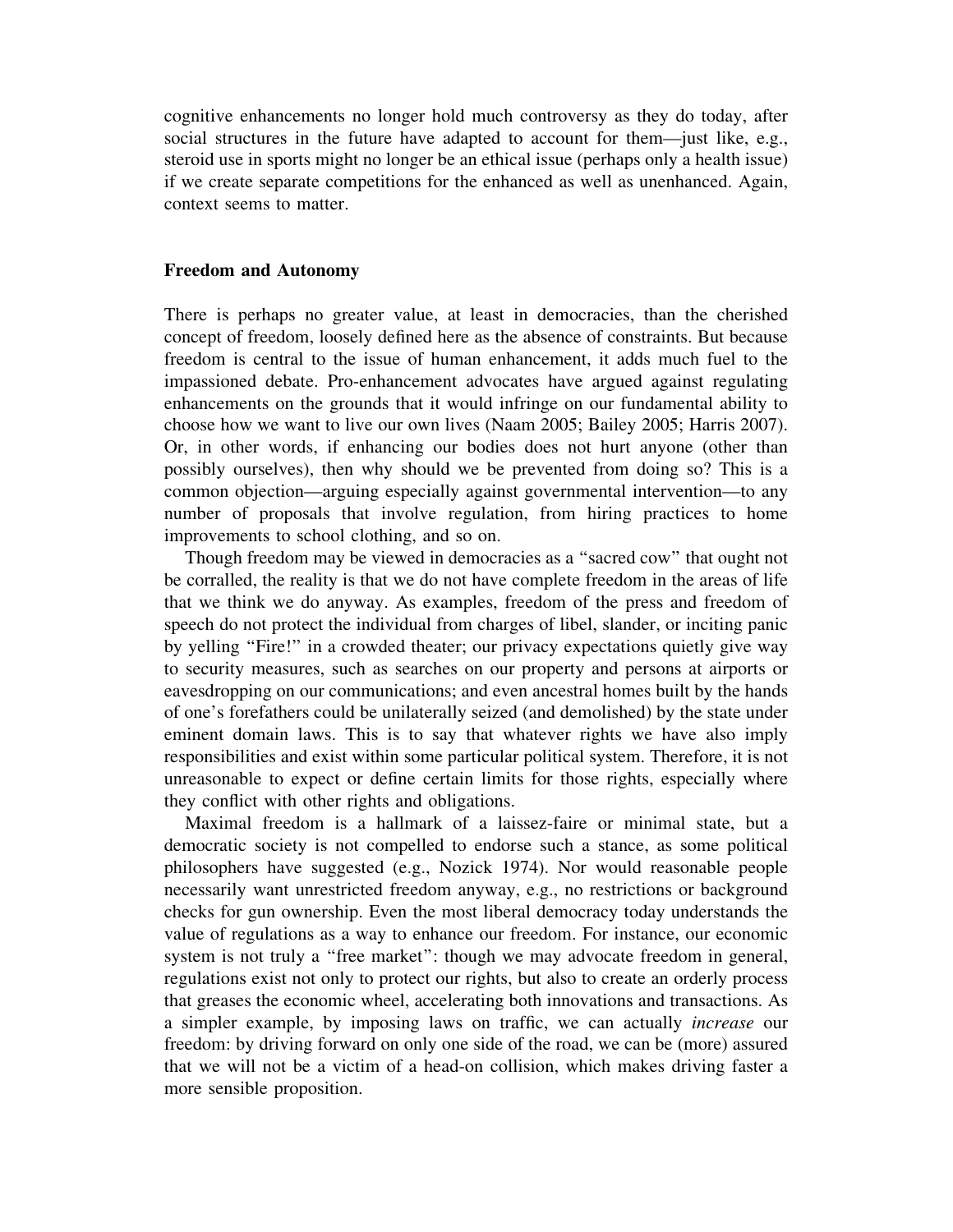cognitive enhancements no longer hold much controversy as they do today, after social structures in the future have adapted to account for them—just like, e.g., steroid use in sports might no longer be an ethical issue (perhaps only a health issue) if we create separate competitions for the enhanced as well as unenhanced. Again, context seems to matter.

### Freedom and Autonomy

There is perhaps no greater value, at least in democracies, than the cherished concept of freedom, loosely defined here as the absence of constraints. But because freedom is central to the issue of human enhancement, it adds much fuel to the impassioned debate. Pro-enhancement advocates have argued against regulating enhancements on the grounds that it would infringe on our fundamental ability to choose how we want to live our own lives (Naam 2005; Bailey 2005; Harris 2007). Or, in other words, if enhancing our bodies does not hurt anyone (other than possibly ourselves), then why should we be prevented from doing so? This is a common objection—arguing especially against governmental intervention—to any number of proposals that involve regulation, from hiring practices to home improvements to school clothing, and so on.

Though freedom may be viewed in democracies as a "sacred cow" that ought not be corralled, the reality is that we do not have complete freedom in the areas of life that we think we do anyway. As examples, freedom of the press and freedom of speech do not protect the individual from charges of libel, slander, or inciting panic by yelling "Fire!" in a crowded theater; our privacy expectations quietly give way to security measures, such as searches on our property and persons at airports or eavesdropping on our communications; and even ancestral homes built by the hands of one's forefathers could be unilaterally seized (and demolished) by the state under eminent domain laws. This is to say that whatever rights we have also imply responsibilities and exist within some particular political system. Therefore, it is not unreasonable to expect or define certain limits for those rights, especially where they conflict with other rights and obligations.

Maximal freedom is a hallmark of a laissez-faire or minimal state, but a democratic society is not compelled to endorse such a stance, as some political philosophers have suggested (e.g., Nozick 1974). Nor would reasonable people necessarily want unrestricted freedom anyway, e.g., no restrictions or background checks for gun ownership. Even the most liberal democracy today understands the value of regulations as a way to enhance our freedom. For instance, our economic system is not truly a "free market": though we may advocate freedom in general, regulations exist not only to protect our rights, but also to create an orderly process that greases the economic wheel, accelerating both innovations and transactions. As a simpler example, by imposing laws on traffic, we can actually *increase* our freedom: by driving forward on only one side of the road, we can be (more) assured that we will not be a victim of a head-on collision, which makes driving faster a more sensible proposition.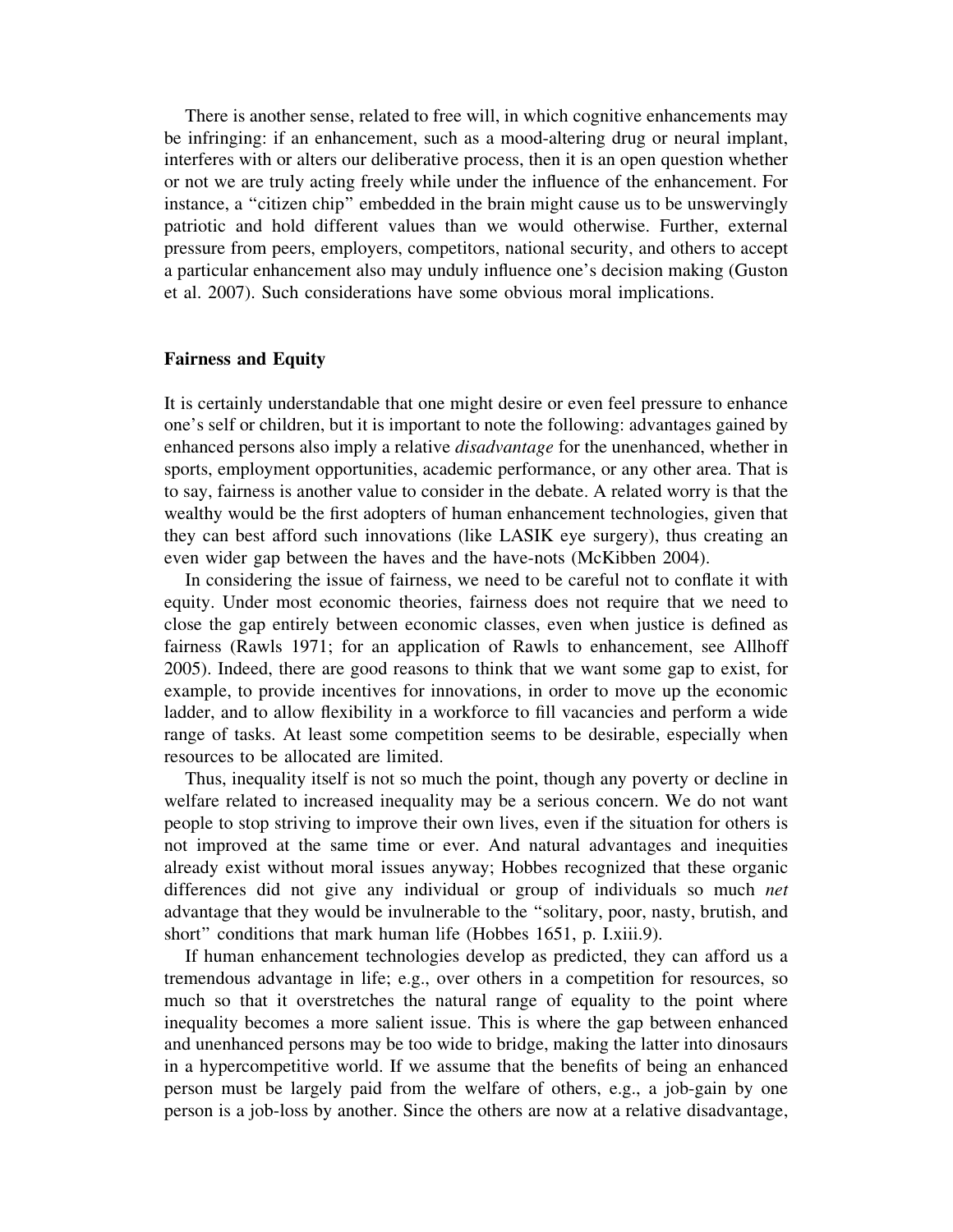There is another sense, related to free will, in which cognitive enhancements may be infringing: if an enhancement, such as a mood-altering drug or neural implant, interferes with or alters our deliberative process, then it is an open question whether or not we are truly acting freely while under the influence of the enhancement. For instance, a "citizen chip" embedded in the brain might cause us to be unswervingly patriotic and hold different values than we would otherwise. Further, external pressure from peers, employers, competitors, national security, and others to accept a particular enhancement also may unduly influence one's decision making (Guston et al. 2007). Such considerations have some obvious moral implications.

## Fairness and Equity

It is certainly understandable that one might desire or even feel pressure to enhance one's self or children, but it is important to note the following: advantages gained by enhanced persons also imply a relative *disadvantage* for the unenhanced, whether in sports, employment opportunities, academic performance, or any other area. That is to say, fairness is another value to consider in the debate. A related worry is that the wealthy would be the first adopters of human enhancement technologies, given that they can best afford such innovations (like LASIK eye surgery), thus creating an even wider gap between the haves and the have-nots (McKibben 2004).

In considering the issue of fairness, we need to be careful not to conflate it with equity. Under most economic theories, fairness does not require that we need to close the gap entirely between economic classes, even when justice is defined as fairness (Rawls 1971; for an application of Rawls to enhancement, see Allhoff 2005). Indeed, there are good reasons to think that we want some gap to exist, for example, to provide incentives for innovations, in order to move up the economic ladder, and to allow flexibility in a workforce to fill vacancies and perform a wide range of tasks. At least some competition seems to be desirable, especially when resources to be allocated are limited.

Thus, inequality itself is not so much the point, though any poverty or decline in welfare related to increased inequality may be a serious concern. We do not want people to stop striving to improve their own lives, even if the situation for others is not improved at the same time or ever. And natural advantages and inequities already exist without moral issues anyway; Hobbes recognized that these organic differences did not give any individual or group of individuals so much *net* advantage that they would be invulnerable to the "solitary, poor, nasty, brutish, and short" conditions that mark human life (Hobbes 1651, p. I.xiii.9).

If human enhancement technologies develop as predicted, they can afford us a tremendous advantage in life; e.g., over others in a competition for resources, so much so that it overstretches the natural range of equality to the point where inequality becomes a more salient issue. This is where the gap between enhanced and unenhanced persons may be too wide to bridge, making the latter into dinosaurs in a hypercompetitive world. If we assume that the benefits of being an enhanced person must be largely paid from the welfare of others, e.g., a job-gain by one person is a job-loss by another. Since the others are now at a relative disadvantage,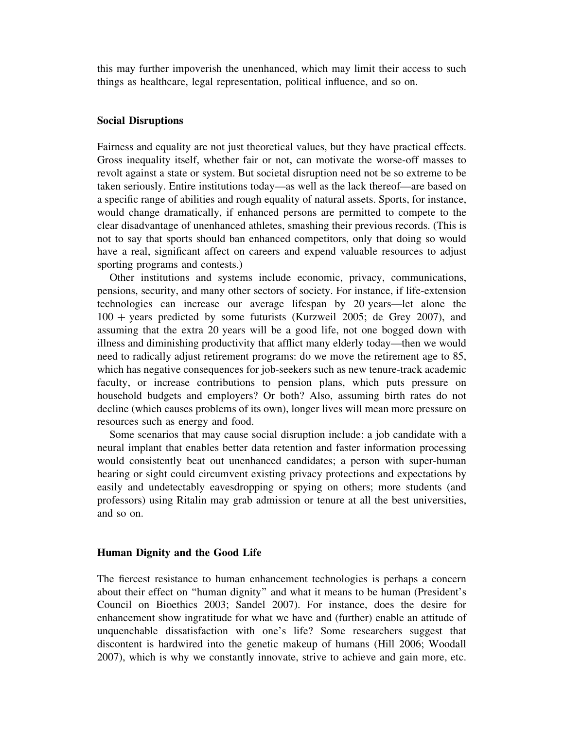this may further impoverish the unenhanced, which may limit their access to such things as healthcare, legal representation, political influence, and so on.

### Social Disruptions

Fairness and equality are not just theoretical values, but they have practical effects. Gross inequality itself, whether fair or not, can motivate the worse-off masses to revolt against a state or system. But societal disruption need not be so extreme to be taken seriously. Entire institutions today—as well as the lack thereof—are based on a specific range of abilities and rough equality of natural assets. Sports, for instance, would change dramatically, if enhanced persons are permitted to compete to the clear disadvantage of unenhanced athletes, smashing their previous records. (This is not to say that sports should ban enhanced competitors, only that doing so would have a real, significant affect on careers and expend valuable resources to adjust sporting programs and contests.)

Other institutions and systems include economic, privacy, communications, pensions, security, and many other sectors of society. For instance, if life-extension technologies can increase our average lifespan by 20 years—let alone the 100 + years predicted by some futurists (Kurzweil 2005; de Grey 2007), and assuming that the extra 20 years will be a good life, not one bogged down with illness and diminishing productivity that afflict many elderly today—then we would need to radically adjust retirement programs: do we move the retirement age to 85, which has negative consequences for job-seekers such as new tenure-track academic faculty, or increase contributions to pension plans, which puts pressure on household budgets and employers? Or both? Also, assuming birth rates do not decline (which causes problems of its own), longer lives will mean more pressure on resources such as energy and food.

Some scenarios that may cause social disruption include: a job candidate with a neural implant that enables better data retention and faster information processing would consistently beat out unenhanced candidates; a person with super-human hearing or sight could circumvent existing privacy protections and expectations by easily and undetectably eavesdropping or spying on others; more students (and professors) using Ritalin may grab admission or tenure at all the best universities, and so on.

### Human Dignity and the Good Life

The fiercest resistance to human enhancement technologies is perhaps a concern about their effect on "human dignity" and what it means to be human (President's Council on Bioethics 2003; Sandel 2007). For instance, does the desire for enhancement show ingratitude for what we have and (further) enable an attitude of unquenchable dissatisfaction with one's life? Some researchers suggest that discontent is hardwired into the genetic makeup of humans (Hill 2006; Woodall 2007), which is why we constantly innovate, strive to achieve and gain more, etc.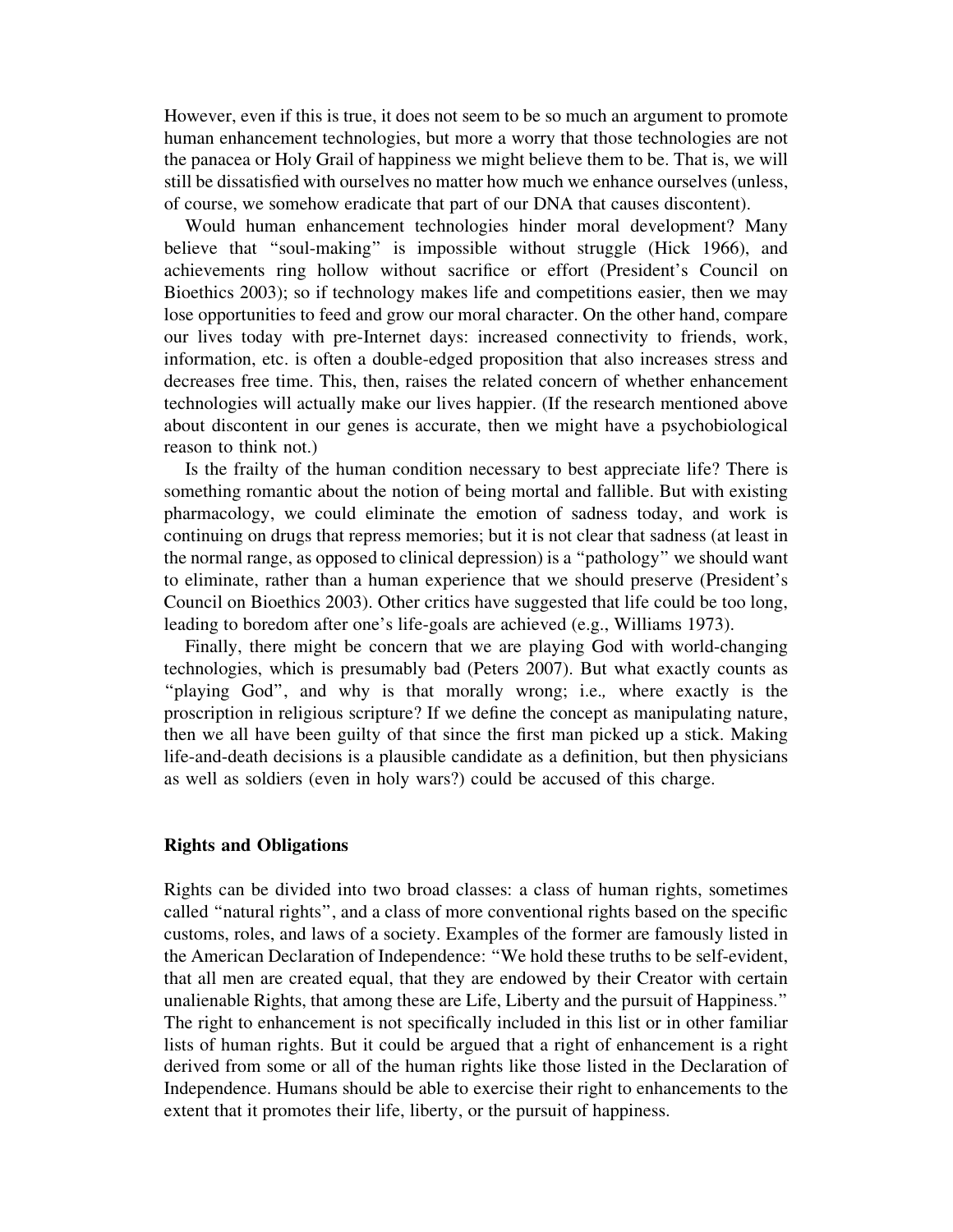However, even if this is true, it does not seem to be so much an argument to promote human enhancement technologies, but more a worry that those technologies are not the panacea or Holy Grail of happiness we might believe them to be. That is, we will still be dissatisfied with ourselves no matter how much we enhance ourselves (unless, of course, we somehow eradicate that part of our DNA that causes discontent).

Would human enhancement technologies hinder moral development? Many believe that "soul-making" is impossible without struggle (Hick 1966), and achievements ring hollow without sacrifice or effort (President's Council on Bioethics 2003); so if technology makes life and competitions easier, then we may lose opportunities to feed and grow our moral character. On the other hand, compare our lives today with pre-Internet days: increased connectivity to friends, work, information, etc. is often a double-edged proposition that also increases stress and decreases free time. This, then, raises the related concern of whether enhancement technologies will actually make our lives happier. (If the research mentioned above about discontent in our genes is accurate, then we might have a psychobiological reason to think not.)

Is the frailty of the human condition necessary to best appreciate life? There is something romantic about the notion of being mortal and fallible. But with existing pharmacology, we could eliminate the emotion of sadness today, and work is continuing on drugs that repress memories; but it is not clear that sadness (at least in the normal range, as opposed to clinical depression) is a "pathology" we should want to eliminate, rather than a human experience that we should preserve (President's Council on Bioethics 2003). Other critics have suggested that life could be too long, leading to boredom after one's life-goals are achieved (e.g., Williams 1973).

Finally, there might be concern that we are playing God with world-changing technologies, which is presumably bad (Peters 2007). But what exactly counts as "playing God", and why is that morally wrong; i.e., where exactly is the proscription in religious scripture? If we define the concept as manipulating nature, then we all have been guilty of that since the first man picked up a stick. Making life-and-death decisions is a plausible candidate as a definition, but then physicians as well as soldiers (even in holy wars?) could be accused of this charge.

## Rights and Obligations

Rights can be divided into two broad classes: a class of human rights, sometimes called "natural rights", and a class of more conventional rights based on the specific customs, roles, and laws of a society. Examples of the former are famously listed in the American Declaration of Independence: "We hold these truths to be self-evident, that all men are created equal, that they are endowed by their Creator with certain unalienable Rights, that among these are Life, Liberty and the pursuit of Happiness." The right to enhancement is not specifically included in this list or in other familiar lists of human rights. But it could be argued that a right of enhancement is a right derived from some or all of the human rights like those listed in the Declaration of Independence. Humans should be able to exercise their right to enhancements to the extent that it promotes their life, liberty, or the pursuit of happiness.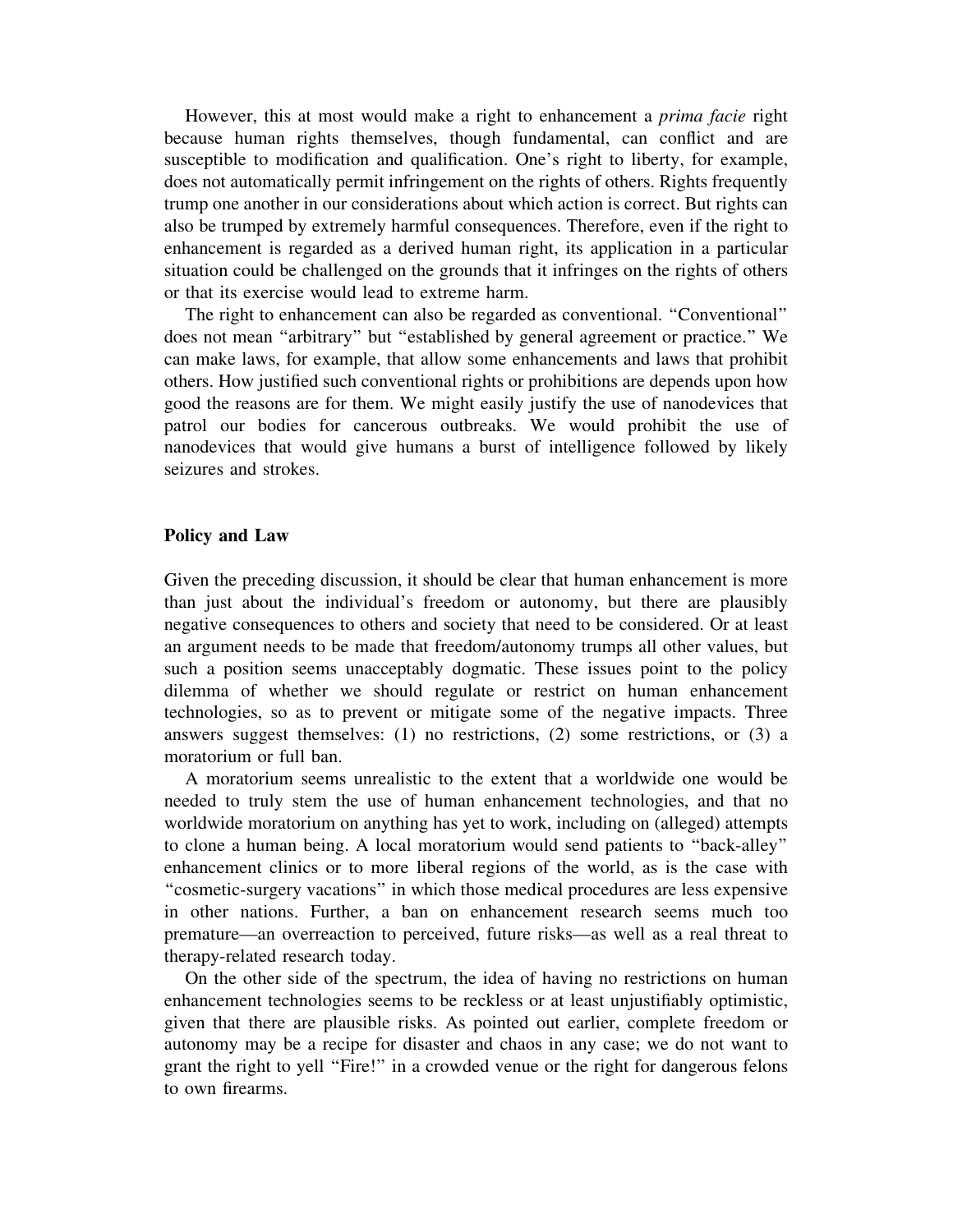However, this at most would make a right to enhancement a *prima facie* right because human rights themselves, though fundamental, can conflict and are susceptible to modification and qualification. One's right to liberty, for example, does not automatically permit infringement on the rights of others. Rights frequently trump one another in our considerations about which action is correct. But rights can also be trumped by extremely harmful consequences. Therefore, even if the right to enhancement is regarded as a derived human right, its application in a particular situation could be challenged on the grounds that it infringes on the rights of others or that its exercise would lead to extreme harm.

The right to enhancement can also be regarded as conventional. "Conventional" does not mean "arbitrary" but "established by general agreement or practice." We can make laws, for example, that allow some enhancements and laws that prohibit others. How justified such conventional rights or prohibitions are depends upon how good the reasons are for them. We might easily justify the use of nanodevices that patrol our bodies for cancerous outbreaks. We would prohibit the use of nanodevices that would give humans a burst of intelligence followed by likely seizures and strokes.

## Policy and Law

Given the preceding discussion, it should be clear that human enhancement is more than just about the individual's freedom or autonomy, but there are plausibly negative consequences to others and society that need to be considered. Or at least an argument needs to be made that freedom/autonomy trumps all other values, but such a position seems unacceptably dogmatic. These issues point to the policy dilemma of whether we should regulate or restrict on human enhancement technologies, so as to prevent or mitigate some of the negative impacts. Three answers suggest themselves: (1) no restrictions, (2) some restrictions, or (3) a moratorium or full ban.

A moratorium seems unrealistic to the extent that a worldwide one would be needed to truly stem the use of human enhancement technologies, and that no worldwide moratorium on anything has yet to work, including on (alleged) attempts to clone a human being. A local moratorium would send patients to "back-alley" enhancement clinics or to more liberal regions of the world, as is the case with "cosmetic-surgery vacations" in which those medical procedures are less expensive in other nations. Further, a ban on enhancement research seems much too premature—an overreaction to perceived, future risks—as well as a real threat to therapy-related research today.

On the other side of the spectrum, the idea of having no restrictions on human enhancement technologies seems to be reckless or at least unjustifiably optimistic, given that there are plausible risks. As pointed out earlier, complete freedom or autonomy may be a recipe for disaster and chaos in any case; we do not want to grant the right to yell "Fire!" in a crowded venue or the right for dangerous felons to own firearms.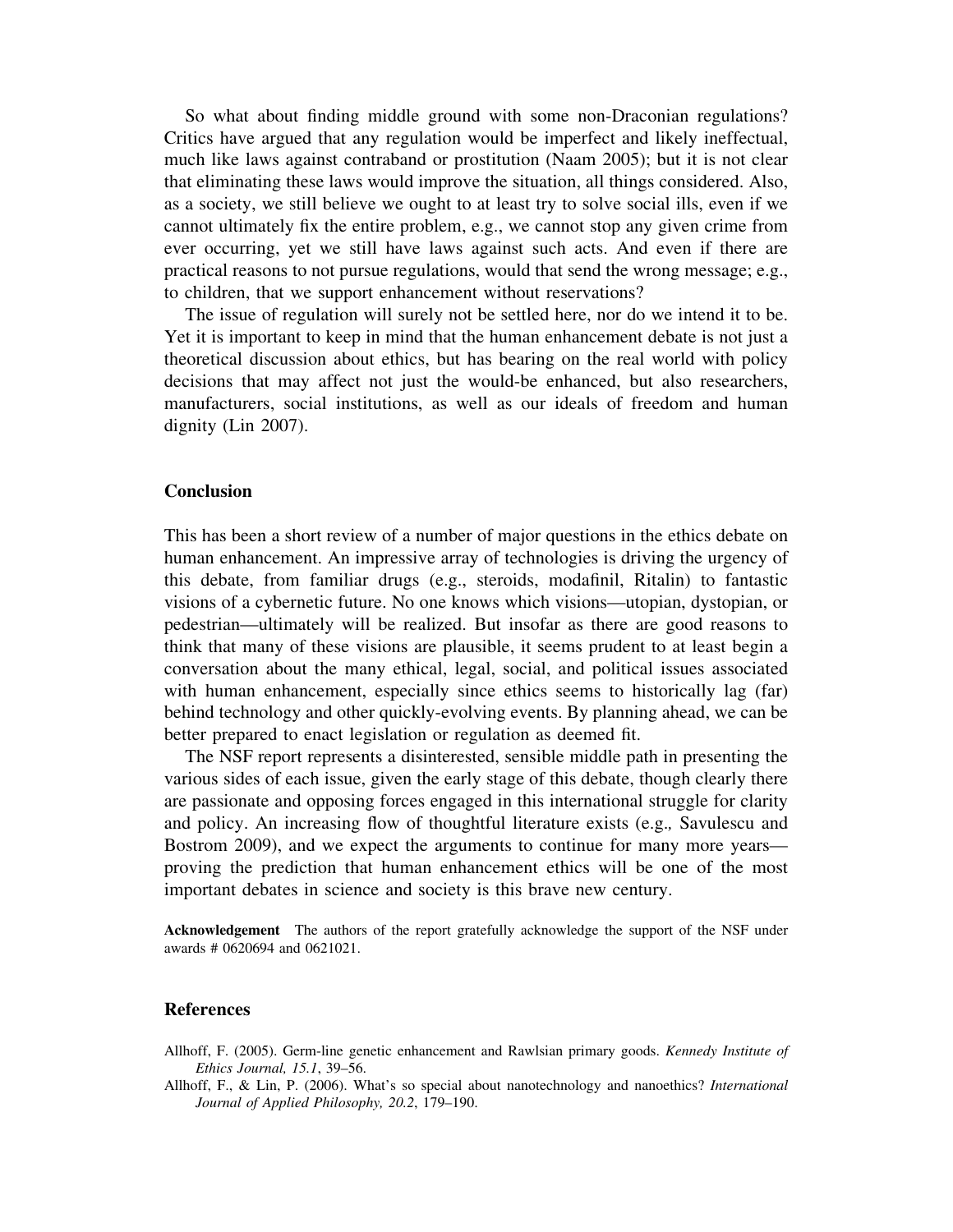So what about finding middle ground with some non-Draconian regulations? Critics have argued that any regulation would be imperfect and likely ineffectual, much like laws against contraband or prostitution (Naam 2005); but it is not clear that eliminating these laws would improve the situation, all things considered. Also, as a society, we still believe we ought to at least try to solve social ills, even if we cannot ultimately fix the entire problem, e.g., we cannot stop any given crime from ever occurring, yet we still have laws against such acts. And even if there are practical reasons to not pursue regulations, would that send the wrong message; e.g., to children, that we support enhancement without reservations?

The issue of regulation will surely not be settled here, nor do we intend it to be. Yet it is important to keep in mind that the human enhancement debate is not just a theoretical discussion about ethics, but has bearing on the real world with policy decisions that may affect not just the would-be enhanced, but also researchers, manufacturers, social institutions, as well as our ideals of freedom and human dignity (Lin 2007).

## Conclusion

This has been a short review of a number of major questions in the ethics debate on human enhancement. An impressive array of technologies is driving the urgency of this debate, from familiar drugs (e.g., steroids, modafinil, Ritalin) to fantastic visions of a cybernetic future. No one knows which visions—utopian, dystopian, or pedestrian—ultimately will be realized. But insofar as there are good reasons to think that many of these visions are plausible, it seems prudent to at least begin a conversation about the many ethical, legal, social, and political issues associated with human enhancement, especially since ethics seems to historically lag (far) behind technology and other quickly-evolving events. By planning ahead, we can be better prepared to enact legislation or regulation as deemed fit.

The NSF report represents a disinterested, sensible middle path in presenting the various sides of each issue, given the early stage of this debate, though clearly there are passionate and opposing forces engaged in this international struggle for clarity and policy. An increasing flow of thoughtful literature exists (e.g., Savulescu and Bostrom 2009), and we expect the arguments to continue for many more years—proving the prediction that human enhancement ethics will be one of the most important debates in science and society is this brave new century.

**Acknowledgement** The authors of the report gratefully acknowledge the support of the NSF under awards # 0620694 and 0621021.

## References

Allhoff, F. (2005). Germ-line genetic enhancement and Rawlsian primary goods. *Kennedy Institute of Ethics Journal, 15.1*, 39–56.

Allhoff, F., & Lin, P. (2006). What's so special about nanotechnology and nanoethics? *International Journal of Applied Philosophy, 20.2*, 179–190.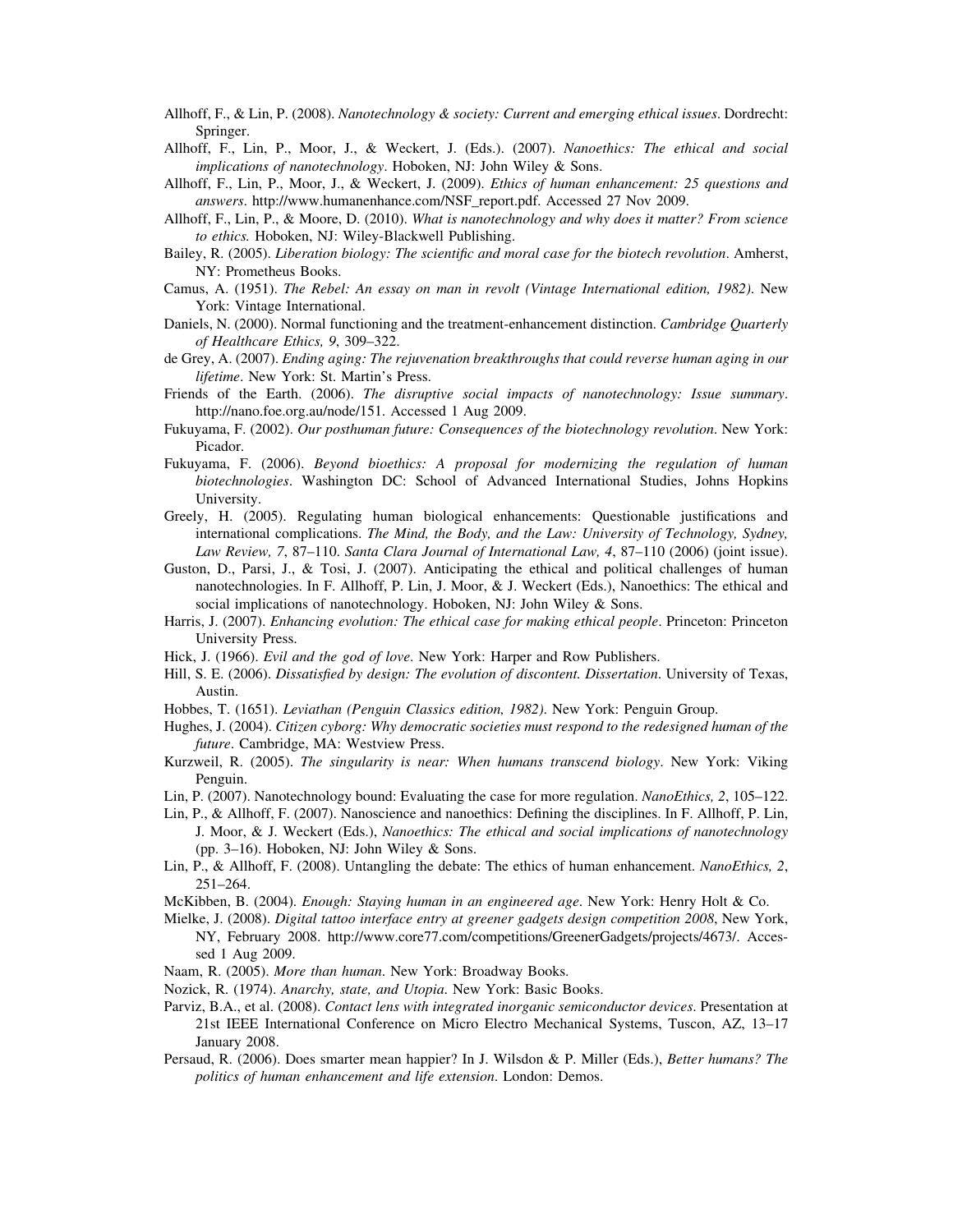Allhoff, F., & Lin, P. (2008). *Nanotechnology & society: Current and emerging ethical issues*. Dordrecht: Springer.

Allhoff, F., Lin, P., Moor, J., & Weckert, J. (Eds.). (2007). *Nanoethics: The ethical and social implications of nanotechnology*. Hoboken, NJ: John Wiley & Sons.

Allhoff, F., Lin, P., Moor, J., & Weckert, J. (2009). *Ethics of human enhancement: 25 questions and answers*. http://www.humanenhance.com/NSF_report.pdf. Accessed 27 Nov 2009.

Allhoff, F., Lin, P., & Moore, D. (2010). *What is nanotechnology and why does it matter? From science to ethics.* Hoboken, NJ: Wiley-Blackwell Publishing.

Bailey, R. (2005). *Liberation biology: The scientific and moral case for the biotech revolution*. Amherst, NY: Prometheus Books.

Camus, A. (1951). *The Rebel: An essay on man in revolt (Vintage International edition, 1982)*. New York: Vintage International.

Daniels, N. (2000). Normal functioning and the treatment-enhancement distinction. *Cambridge Quarterly of Healthcare Ethics, 9*, 309–322.

de Grey, A. (2007). *Ending aging: The rejuvenation breakthroughs that could reverse human aging in our lifetime*. New York: St. Martin's Press.

Friends of the Earth. (2006). *The disruptive social impacts of nanotechnology: Issue summary*. http://nano.foe.org.au/node/151. Accessed 1 Aug 2009.

Fukuyama, F. (2002). *Our posthuman future: Consequences of the biotechnology revolution*. New York: Picador.

Fukuyama, F. (2006). *Beyond bioethics: A proposal for modernizing the regulation of human biotechnologies*. Washington DC: School of Advanced International Studies, Johns Hopkins University.

Greely, H. (2005). Regulating human biological enhancements: Questionable justifications and international complications. *The Mind, the Body, and the Law: University of Technology, Sydney, Law Review, 7*, 87–110. *Santa Clara Journal of International Law, 4*, 87–110 (2006) (joint issue).

Guston, D., Parsi, J., & Tosi, J. (2007). Anticipating the ethical and political challenges of human nanotechnologies. In F. Allhoff, P. Lin, J. Moor, & J. Weckert (Eds.), Nanoethics: The ethical and social implications of nanotechnology. Hoboken, NJ: John Wiley & Sons.

Harris, J. (2007). *Enhancing evolution: The ethical case for making ethical people*. Princeton: Princeton University Press.

Hick, J. (1966). *Evil and the god of love*. New York: Harper and Row Publishers.

Hill, S. E. (2006). *Dissatisfied by design: The evolution of discontent. Dissertation*. University of Texas, Austin.

Hobbes, T. (1651). *Leviathan (Penguin Classics edition, 1982)*. New York: Penguin Group.

Hughes, J. (2004). *Citizen cyborg: Why democratic societies must respond to the redesigned human of the future*. Cambridge, MA: Westview Press.

Kurzweil, R. (2005). *The singularity is near: When humans transcend biology*. New York: Viking Penguin.

Lin, P. (2007). Nanotechnology bound: Evaluating the case for more regulation. *NanoEthics, 2*, 105–122.

Lin, P., & Allhoff, F. (2007). Nanoscience and nanoethics: Defining the disciplines. In F. Allhoff, P. Lin, J. Moor, & J. Weckert (Eds.), *Nanoethics: The ethical and social implications of nanotechnology* (pp. 3–16). Hoboken, NJ: John Wiley & Sons.

Lin, P., & Allhoff, F. (2008). Untangling the debate: The ethics of human enhancement. *NanoEthics, 2*, 251–264.

McKibben, B. (2004). *Enough: Staying human in an engineered age*. New York: Henry Holt & Co.

Mielke, J. (2008). *Digital tattoo interface entry at greener gadgets design competition 2008*, New York, NY, February 2008. http://www.core77.com/competitions/GreenerGadgets/projects/4673/. Accessed 1 Aug 2009.

Naam, R. (2005). *More than human*. New York: Broadway Books.

Nozick, R. (1974). *Anarchy, state, and Utopia*. New York: Basic Books.

Parviz, B.A., et al. (2008). *Contact lens with integrated inorganic semiconductor devices*. Presentation at 21st IEEE International Conference on Micro Electro Mechanical Systems, Tuscon, AZ, 13–17 January 2008.

Persaud, R. (2006). Does smarter mean happier? In J. Wilsdon & P. Miller (Eds.), *Better humans? The politics of human enhancement and life extension*. London: Demos.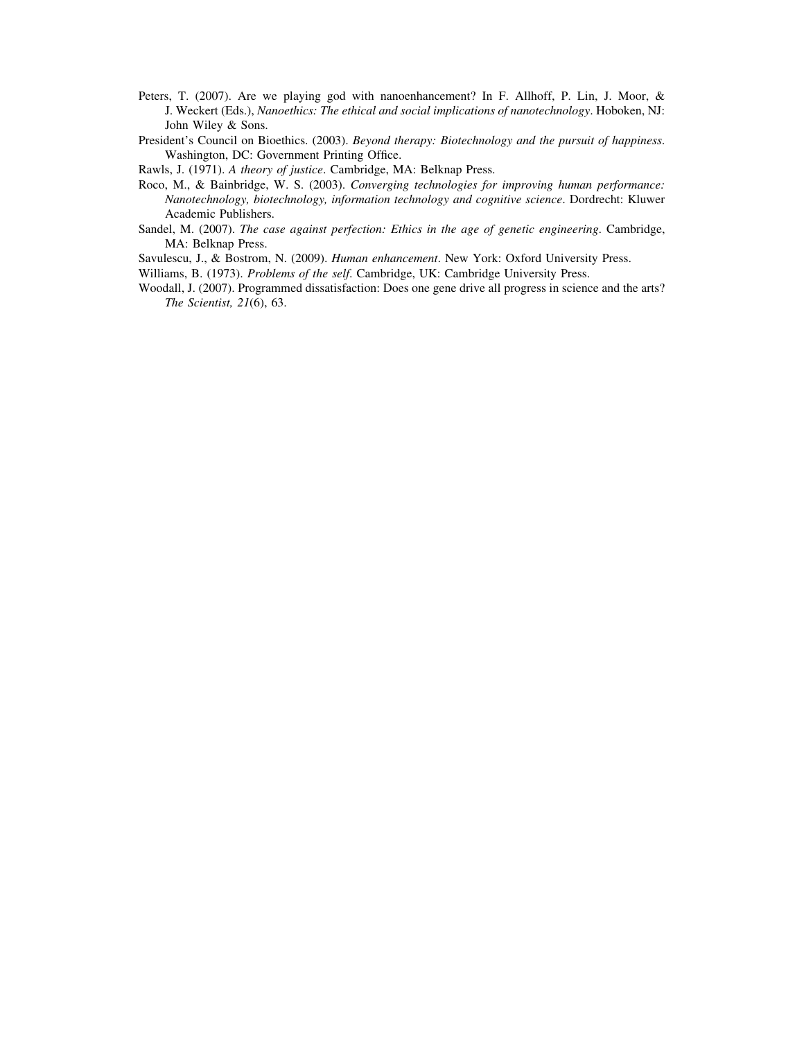Peters, T. (2007). Are we playing god with nanoenhancement? In F. Allhoff, P. Lin, J. Moor, & J. Weckert (Eds.), *Nanoethics: The ethical and social implications of nanotechnology*. Hoboken, NJ: John Wiley & Sons.

President's Council on Bioethics. (2003). *Beyond therapy: Biotechnology and the pursuit of happiness*. Washington, DC: Government Printing Office.

Rawls, J. (1971). *A theory of justice*. Cambridge, MA: Belknap Press.

Roco, M., & Bainbridge, W. S. (2003). *Converging technologies for improving human performance: Nanotechnology, biotechnology, information technology and cognitive science*. Dordrecht: Kluwer Academic Publishers.

Sandel, M. (2007). *The case against perfection: Ethics in the age of genetic engineering*. Cambridge, MA: Belknap Press.

Savulescu, J., & Bostrom, N. (2009). *Human enhancement*. New York: Oxford University Press.

Williams, B. (1973). *Problems of the self*. Cambridge, UK: Cambridge University Press.

Woodall, J. (2007). Programmed dissatisfaction: Does one gene drive all progress in science and the arts? *The Scientist, 21*(6), 63.